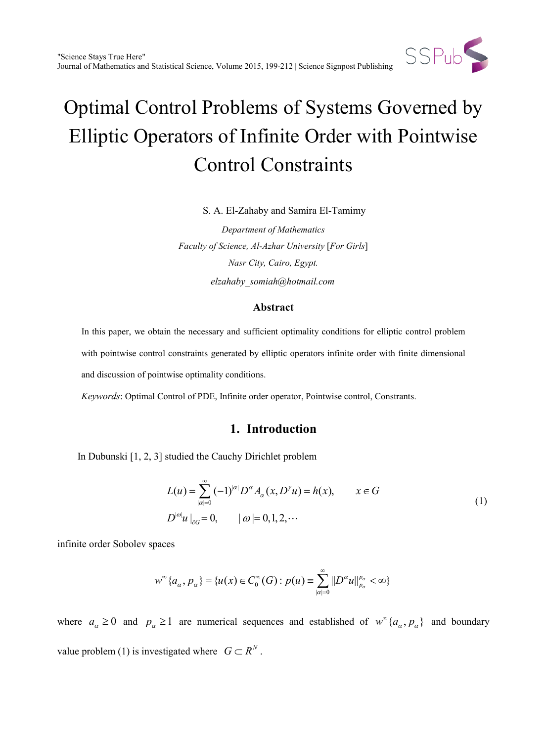# Optimal Control Problems of Systems Governed by Elliptic Operators of Infinite Order with Pointwise Control Constraints

S. A. El-Zahaby and Samira El-Tamimy

*Department of Mathematics*

*Faculty of Science, Al-Azhar University* [*For Girls*]

*Nasr City, Cairo, Egypt.*

*elzahaby_somiah@hotmail.com*

## Abstract

In this paper, we obtain the necessary and sufficient optimality conditions for elliptic control problem with pointwise control constraints generated by elliptic operators infinite order with finite dimensional and discussion of pointwise optimality conditions.

*Keywords*: Optimal Control of PDE, Infinite order operator, Pointwise control, Constrants.

## 1. Introduction

In Dubunski [1, 2, 3] studied the Cauchy Dirichlet problem

$$
\begin{aligned}
L(u) &= \sum_{|\alpha|=0}^{\infty} (-1)^{|\alpha|} D^{\alpha} A_{\alpha}(x, D^{\gamma} u) = h(x), \qquad x \in G \\
D^{|\omega|} u \,|_{\partial G} &= 0, \qquad |\omega| = 0, 1, 2, \cdots
\end{aligned}
\tag{1}
$$

infinite order Sobolev spaces

$$
w^{\infty}\{a_{\alpha}, p_{\alpha}\} = \{u(x) \in C_0^{\infty}(G) : p(u) \equiv \sum_{|\alpha|=0}^{\infty} \|D^{\alpha} u\|_{p_{\alpha}}^{p_{\alpha}} < \infty\}
$$

where $a_{\alpha} \geq 0$ and $p_{\alpha} \geq 1$ are numerical sequences and established of $w^{\infty}\{a_{\alpha}, p_{\alpha}\}$ and boundary value problem (1) is investigated where $G \subset R^N$.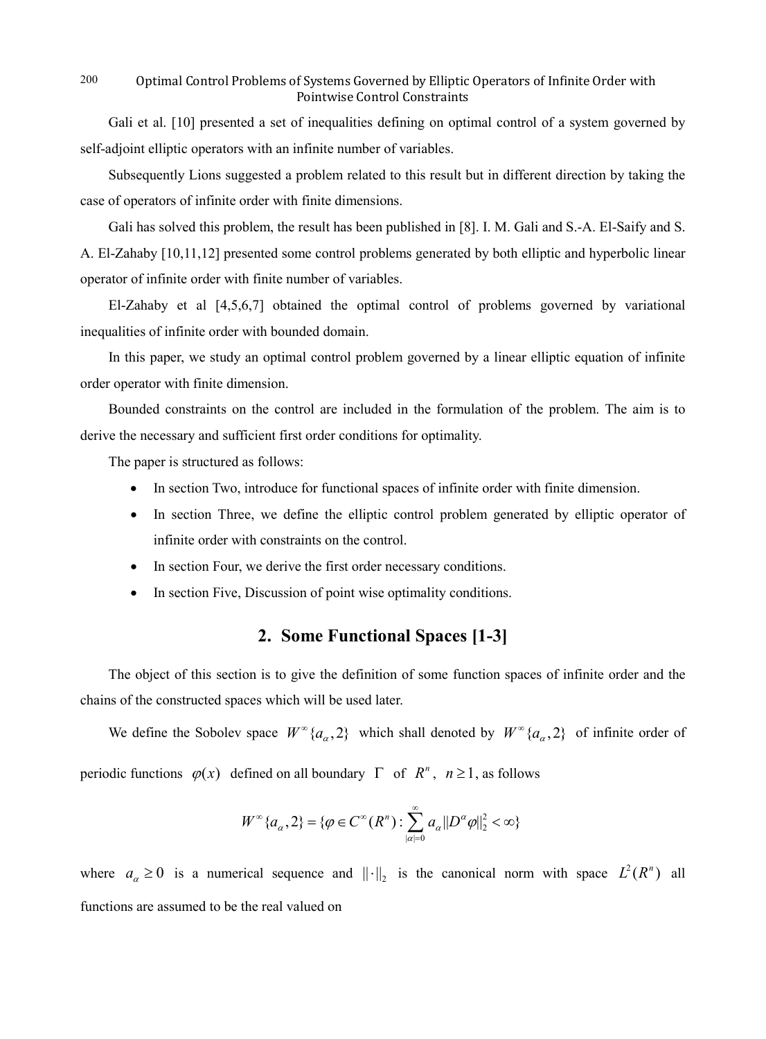Gali et al. [10] presented a set of inequalities defining on optimal control of a system governed by self-adjoint elliptic operators with an infinite number of variables.

Subsequently Lions suggested a problem related to this result but in different direction by taking the case of operators of infinite order with finite dimensions.

Gali has solved this problem, the result has been published in [8]. I. M. Gali and S.-A. El-Saify and S. A. El-Zahaby [10,11,12] presented some control problems generated by both elliptic and hyperbolic linear operator of infinite order with finite number of variables.

El-Zahaby et al [4,5,6,7] obtained the optimal control of problems governed by variational inequalities of infinite order with bounded domain.

In this paper, we study an optimal control problem governed by a linear elliptic equation of infinite order operator with finite dimension.

Bounded constraints on the control are included in the formulation of the problem. The aim is to derive the necessary and sufficient first order conditions for optimality.

The paper is structured as follows:

- In section Two, introduce for functional spaces of infinite order with finite dimension.
- In section Three, we define the elliptic control problem generated by elliptic operator of infinite order with constraints on the control.
- In section Four, we derive the first order necessary conditions.
- In section Five, Discussion of point wise optimality conditions.

## 2. Some Functional Spaces [1-3]

The object of this section is to give the definition of some function spaces of infinite order and the chains of the constructed spaces which will be used later.

We define the Sobolev space $W^{\infty}\{a_{\alpha},2\}$ which shall denoted by $W^{\infty}\{a_{\alpha},2\}$ of infinite order of periodic functions $\varphi(x)$ defined on all boundary $\Gamma$ of $R^{n}$, $n \geq 1$, as follows

$$W^{\infty}\{a_{\alpha},2\} = \{\varphi \in C^{\infty}(R^{n}) : \sum_{|\alpha|=0}^{\infty} a_{\alpha} \|D^{\alpha}\varphi\|_{2}^{2} < \infty\}$$

where $a_{\alpha} \geq 0$ is a numerical sequence and $\|\cdot\|_{2}$ is the canonical norm with space $L^{2}(R^{n})$ all functions are assumed to be the real valued on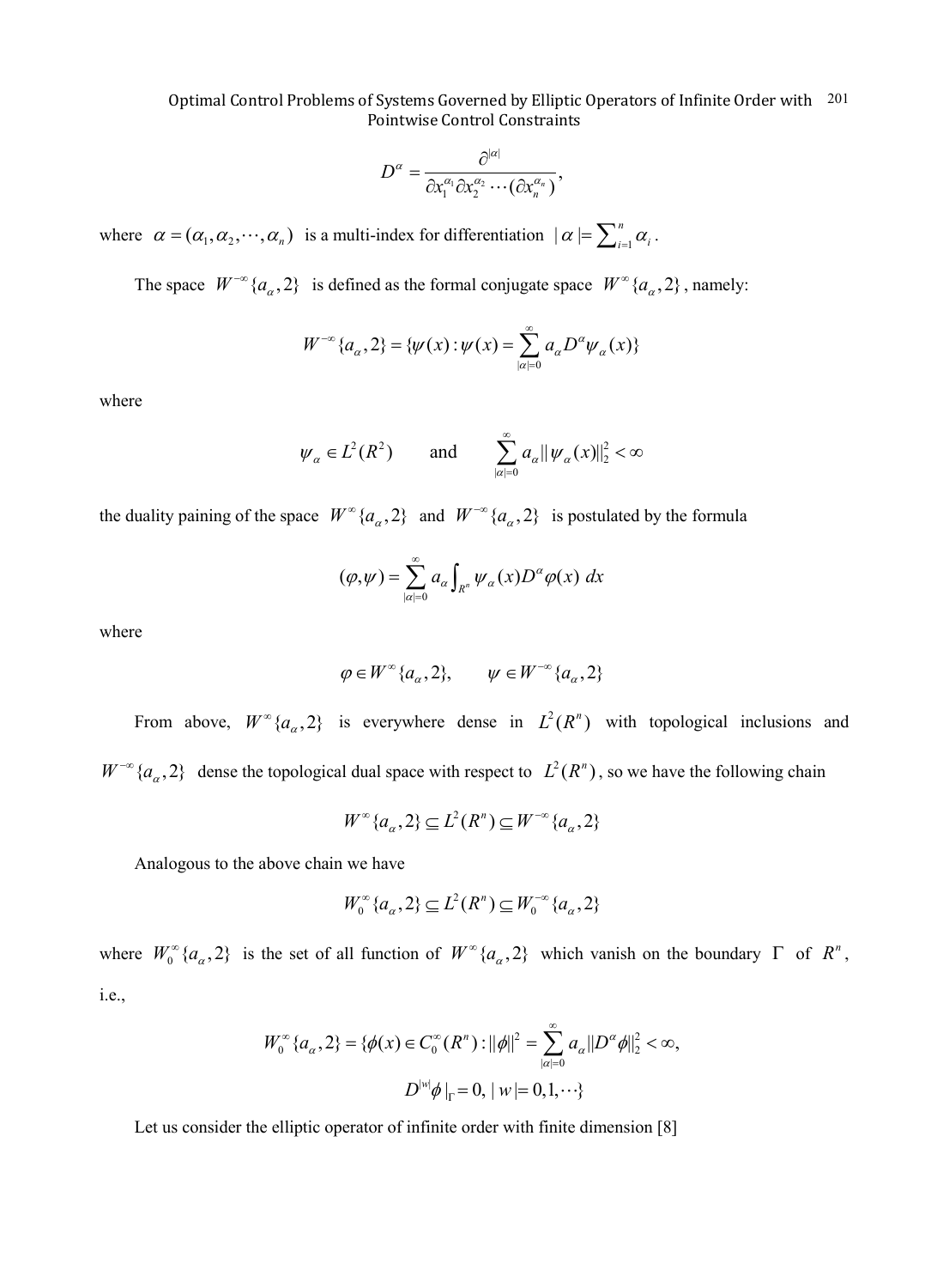$$D^{\alpha} = \frac{\partial^{|\alpha|}}{\partial x_1^{\alpha_1} \partial x_2^{\alpha_2} \cdots (\partial x_n^{\alpha_n})},$$

where $\alpha = (\alpha_1, \alpha_2, \cdots, \alpha_n)$ is a multi-index for differentiation $|\alpha| = \sum_{i=1}^{n} \alpha_i$.

The space $W^{-\infty}\{a_\alpha, 2\}$ is defined as the formal conjugate space $W^{\infty}\{a_\alpha, 2\}$, namely:

$$W^{-\infty}\{a_\alpha, 2\} = \{\psi(x) : \psi(x) = \sum_{|\alpha|=0}^{\infty} a_\alpha D^\alpha \psi_\alpha(x)\}$$

where

$$\psi_\alpha \in L^2(R^2) \qquad \text{and} \qquad \sum_{|\alpha|=0}^{\infty} a_\alpha \|\psi_\alpha(x)\|_2^2 < \infty$$

the duality paining of the space $W^{\infty}\{a_\alpha, 2\}$ and $W^{-\infty}\{a_\alpha, 2\}$ is postulated by the formula

$$(\varphi, \psi) = \sum_{|\alpha|=0}^{\infty} a_\alpha \int_{R^n} \psi_\alpha(x) D^\alpha \varphi(x) \, dx$$

where

$$\varphi \in W^{\infty}\{a_\alpha, 2\}, \qquad \psi \in W^{-\infty}\{a_\alpha, 2\}$$

From above, $W^{\infty}\{a_\alpha, 2\}$ is everywhere dense in $L^2(R^n)$ with topological inclusions and $W^{-\infty}\{a_\alpha, 2\}$ dense the topological dual space with respect to $L^2(R^n)$, so we have the following chain

$$W^{\infty}\{a_\alpha, 2\} \subseteq L^2(R^n) \subseteq W^{-\infty}\{a_\alpha, 2\}$$

Analogous to the above chain we have

$$W_0^{\infty}\{a_\alpha, 2\} \subseteq L^2(R^n) \subseteq W_0^{-\infty}\{a_\alpha, 2\}$$

where $W_0^{\infty}\{a_\alpha, 2\}$ is the set of all function of $W^{\infty}\{a_\alpha, 2\}$ which vanish on the boundary $\Gamma$ of $R^n$, i.e.,

$$W_0^{\infty}\{a_\alpha, 2\} = \{\phi(x) \in C_0^{\infty}(R^n) : \|\phi\|^2 = \sum_{|\alpha|=0}^{\infty} a_\alpha \|D^\alpha \phi\|_2^2 < \infty,$$
$$D^{|w|}\phi|_\Gamma = 0, \ |w| = 0, 1, \cdots\}$$

Let us consider the elliptic operator of infinite order with finite dimension [8]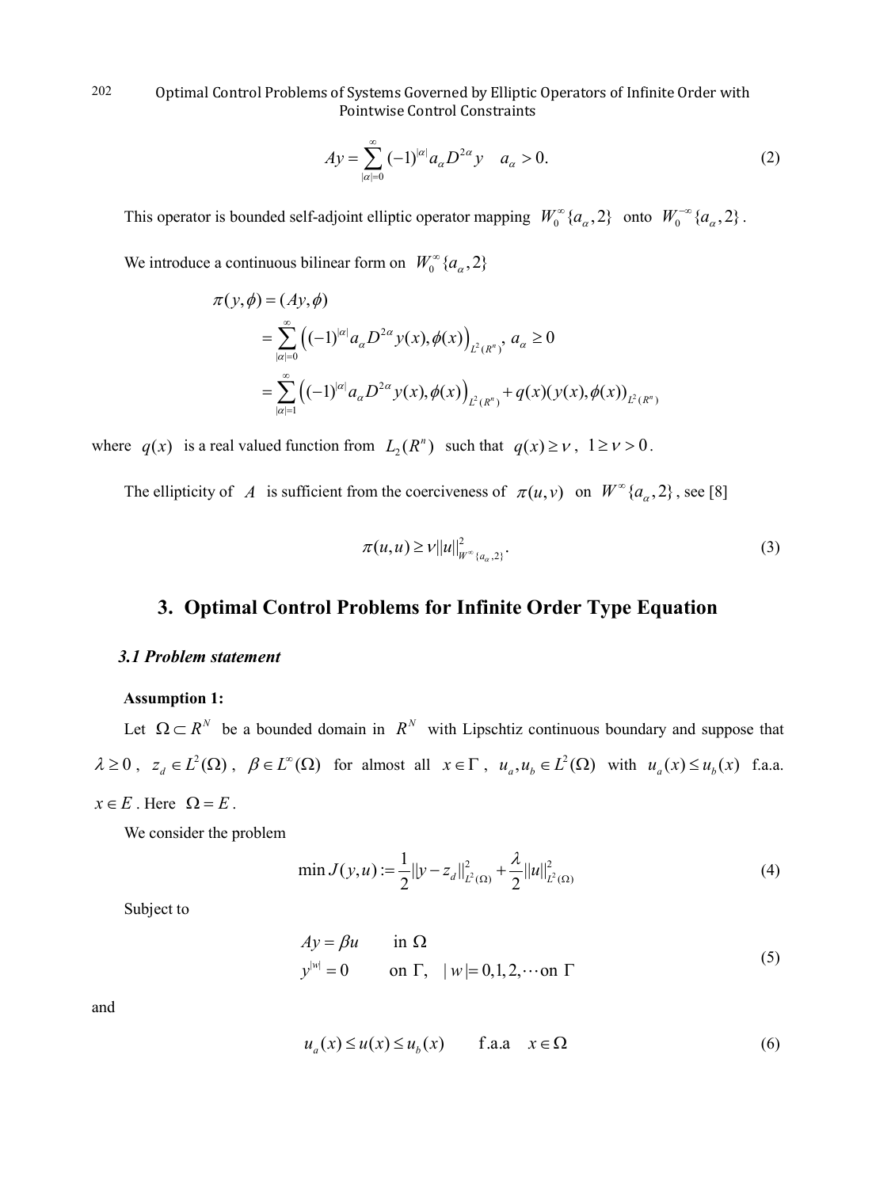$$Ay = \sum_{|\alpha|=0}^{\infty} (-1)^{|\alpha|} a_\alpha D^{2\alpha} y \quad a_\alpha > 0. \tag{2}$$

This operator is bounded self-adjoint elliptic operator mapping $W_0^{\infty}\{a_\alpha, 2\}$ onto $W_0^{-\infty}\{a_\alpha, 2\}$.

We introduce a continuous bilinear form on $W_0^{\infty}\{a_\alpha, 2\}$

$$\begin{aligned}
\pi(y,\phi) &= (Ay, \phi) \\
&= \sum_{|\alpha|=0}^{\infty} \left((-1)^{|\alpha|} a_\alpha D^{2\alpha} y(x), \phi(x)\right)_{L^2(R^n)},\ a_\alpha \geq 0 \\
&= \sum_{|\alpha|=1}^{\infty} \left((-1)^{|\alpha|} a_\alpha D^{2\alpha} y(x), \phi(x)\right)_{L^2(R^n)} + q(x)(y(x), \phi(x))_{L^2(R^n)}
\end{aligned}$$

where $q(x)$ is a real valued function from $L_2(R^n)$ such that $q(x) \geq \nu$, $1 \geq \nu > 0$.

The ellipticity of $A$ is sufficient from the coerciveness of $\pi(u,v)$ on $W^{\infty}\{a_\alpha, 2\}$, see [8]

$$\pi(u,u) \geq \nu \|u\|^2_{W^{\infty}\{a_\alpha, 2\}}. \tag{3}$$

## 3. Optimal Control Problems for Infinite Order Type Equation

### *3.1 Problem statement*

**Assumption 1:**

Let $\Omega \subset R^N$ be a bounded domain in $R^N$ with Lipschtiz continuous boundary and suppose that $\lambda \geq 0$, $z_d \in L^2(\Omega)$, $\beta \in L^{\infty}(\Omega)$ for almost all $x \in \Gamma$, $u_a, u_b \in L^2(\Omega)$ with $u_a(x) \leq u_b(x)$ f.a.a. $x \in E$. Here $\Omega = E$.

We consider the problem

$$\min J(y,u) := \frac{1}{2}\|y - z_d\|^2_{L^2(\Omega)} + \frac{\lambda}{2}\|u\|^2_{L^2(\Omega)} \tag{4}$$

Subject to

$$\begin{aligned}
&Ay = \beta u \qquad \text{in } \Omega \\
&y^{|w|} = 0 \qquad \text{on } \Gamma, \quad |w| = 0,1,2,\cdots \text{on } \Gamma
\end{aligned} \tag{5}$$

and

$$u_a(x) \leq u(x) \leq u_b(x) \qquad \text{f.a.a} \quad x \in \Omega \tag{6}$$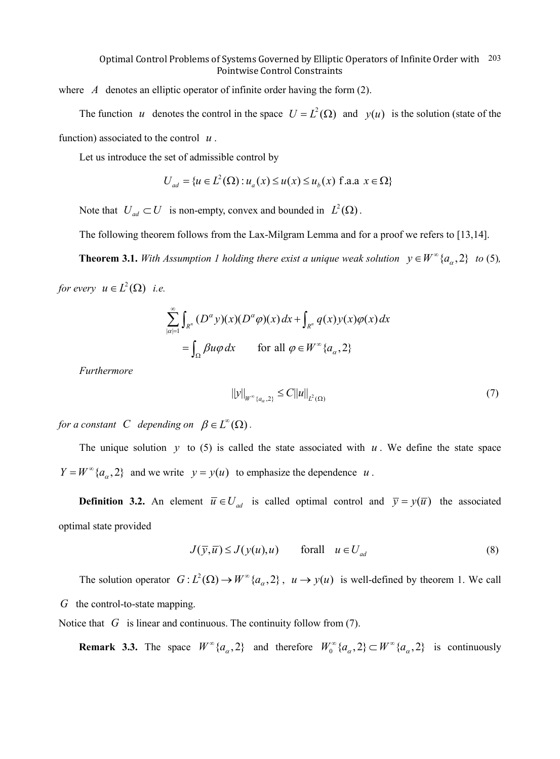where $A$ denotes an elliptic operator of infinite order having the form (2).

The function $u$ denotes the control in the space $U = L^2(\Omega)$ and $y(u)$ is the solution (state of the function) associated to the control $u$.

Let us introduce the set of admissible control by

$$U_{ad} = \{u \in L^2(\Omega) : u_a(x) \leq u(x) \leq u_b(x) \text{ f.a.a } x \in \Omega\}$$

Note that $U_{ad} \subset U$ is non-empty, convex and bounded in $L^2(\Omega)$.

The following theorem follows from the Lax-Milgram Lemma and for a proof we refers to [13,14].

**Theorem 3.1.** *With Assumption 1 holding there exist a unique weak solution $y \in W^\infty\{a_\alpha, 2\}$ to* (5)*, for every $u \in L^2(\Omega)$ i.e.*

$$\sum_{|\alpha|=1}^{\infty} \int_{R^n} (D^\alpha y)(x)(D^\alpha \varphi)(x)\,dx + \int_{R^n} q(x)y(x)\varphi(x)\,dx$$
$$= \int_\Omega \beta u \varphi\,dx \qquad \text{for all } \varphi \in W^\infty\{a_\alpha, 2\}$$

*Furthermore*

$$\|y\|_{W^\infty\{a_\alpha,2\}} \leq C\|u\|_{L^2(\Omega)} \tag{7}$$

*for a constant $C$ depending on $\beta \in L^\infty(\Omega)$.*

The unique solution $y$ to (5) is called the state associated with $u$. We define the state space $Y = W^\infty\{a_\alpha, 2\}$ and we write $y = y(u)$ to emphasize the dependence $u$.

**Definition 3.2.** An element $\bar{u} \in U_{ad}$ is called optimal control and $\bar{y} = y(\bar{u})$ the associated optimal state provided

$$J(\bar{y}, \bar{u}) \leq J(y(u), u) \qquad \text{forall} \quad u \in U_{ad} \tag{8}$$

The solution operator $G : L^2(\Omega) \to W^\infty\{a_\alpha, 2\}$, $u \to y(u)$ is well-defined by theorem 1. We call $G$ the control-to-state mapping.

Notice that $G$ is linear and continuous. The continuity follow from (7).

**Remark 3.3.** The space $W^\infty\{a_\alpha, 2\}$ and therefore $W_0^\infty\{a_\alpha, 2\} \subset W^\infty\{a_\alpha, 2\}$ is continuously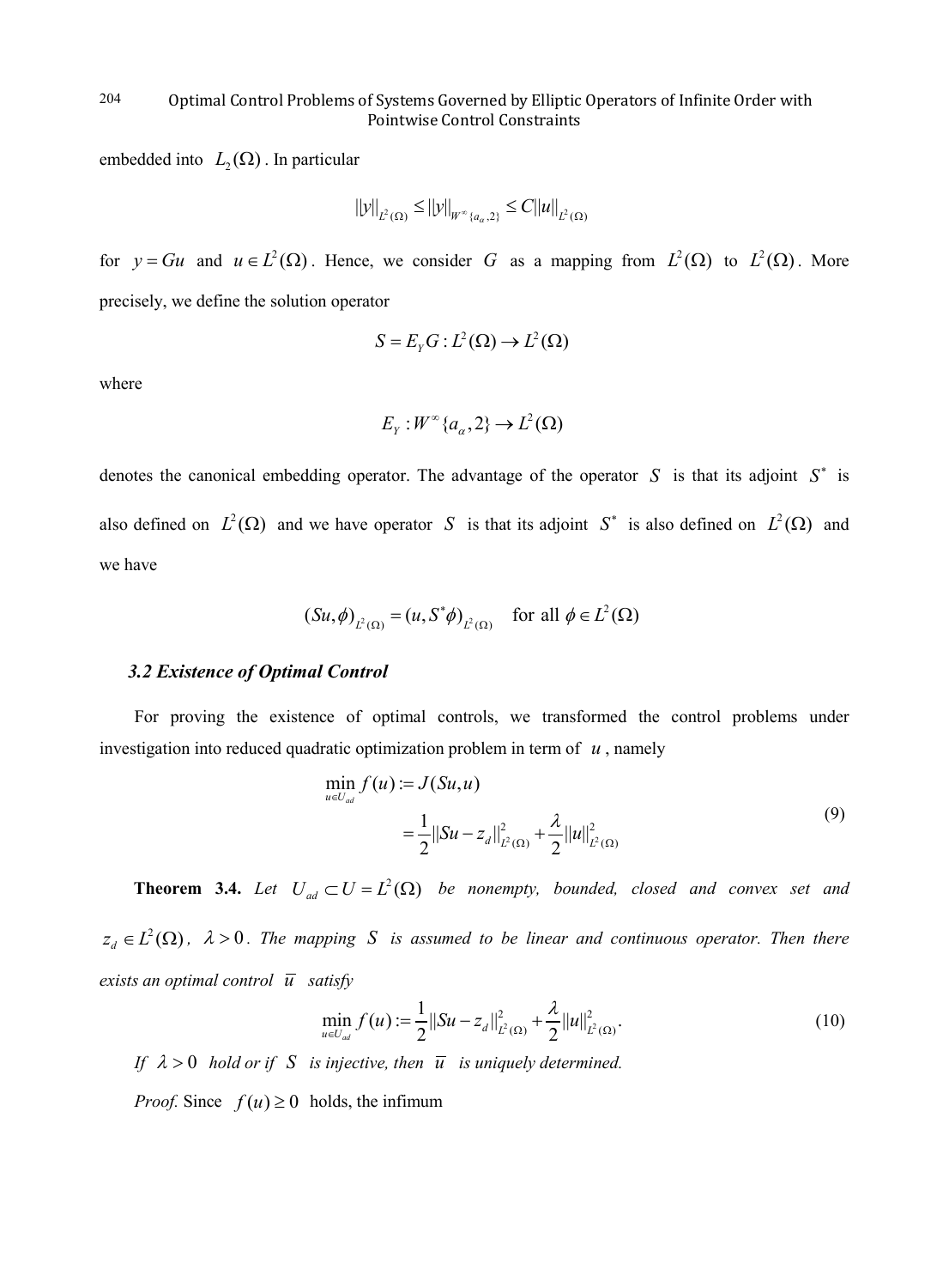embedded into $L_2(\Omega)$. In particular

$$||y||_{L^2(\Omega)} \le ||y||_{W^\infty\{a_\alpha,2\}} \le C||u||_{L^2(\Omega)}$$

for $y = Gu$ and $u \in L^2(\Omega)$. Hence, we consider $G$ as a mapping from $L^2(\Omega)$ to $L^2(\Omega)$. More precisely, we define the solution operator

$$S = E_Y G : L^2(\Omega) \to L^2(\Omega)$$

where

$$E_Y : W^\infty\{a_\alpha, 2\} \to L^2(\Omega)$$

denotes the canonical embedding operator. The advantage of the operator $S$ is that its adjoint $S^*$ is also defined on $L^2(\Omega)$ and we have operator $S$ is that its adjoint $S^*$ is also defined on $L^2(\Omega)$ and we have

$$(Su, \phi)_{L^2(\Omega)} = (u, S^*\phi)_{L^2(\Omega)} \quad \text{for all } \phi \in L^2(\Omega)$$

### *3.2 Existence of Optimal Control*

For proving the existence of optimal controls, we transformed the control problems under investigation into reduced quadratic optimization problem in term of $u$, namely

$$\begin{aligned} \min_{u \in U_{ad}} f(u) &:= J(Su, u) \\ &= \frac{1}{2}||Su - z_d||^2_{L^2(\Omega)} + \frac{\lambda}{2}||u||^2_{L^2(\Omega)} \end{aligned} \tag{9}$$

**Theorem 3.4.** *Let $U_{ad} \subset U = L^2(\Omega)$ be nonempty, bounded, closed and convex set and $z_d \in L^2(\Omega)$, $\lambda > 0$. The mapping $S$ is assumed to be linear and continuous operator. Then there exists an optimal control $\overline{u}$ satisfy*

$$\min_{u \in U_{ad}} f(u) := \frac{1}{2}||Su - z_d||^2_{L^2(\Omega)} + \frac{\lambda}{2}||u||^2_{L^2(\Omega)}. \tag{10}$$

*If $\lambda > 0$ hold or if $S$ is injective, then $\overline{u}$ is uniquely determined.*

*Proof.* Since $f(u) \ge 0$ holds, the infimum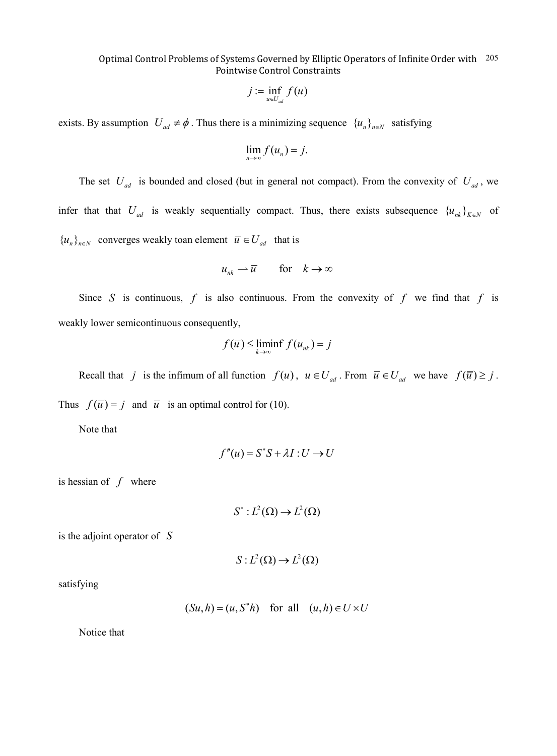$$j := \inf_{u \in U_{ad}} f(u)$$

exists. By assumption $U_{ad} \neq \phi$. Thus there is a minimizing sequence $\{u_n\}_{n \in N}$ satisfying

$$\lim_{n \to \infty} f(u_n) = j.$$

The set $U_{ad}$ is bounded and closed (but in general not compact). From the convexity of $U_{ad}$, we infer that that $U_{ad}$ is weakly sequentially compact. Thus, there exists subsequence $\{u_{nk}\}_{K \in N}$ of $\{u_n\}_{n \in N}$ converges weakly toan element $\overline{u} \in U_{ad}$ that is

$$u_{nk} \rightharpoonup \overline{u} \qquad \text{for} \quad k \to \infty$$

Since $S$ is continuous, $f$ is also continuous. From the convexity of $f$ we find that $f$ is weakly lower semicontinuous consequently,

$$f(\overline{u}) \leq \liminf_{k \to \infty} f(u_{nk}) = j$$

Recall that $j$ is the infimum of all function $f(u)$, $u \in U_{ad}$. From $\overline{u} \in U_{ad}$ we have $f(\overline{u}) \geq j$. Thus $f(\overline{u}) = j$ and $\overline{u}$ is an optimal control for (10).

Note that

$$f''(u) = S^* S + \lambda I : U \to U$$

is hessian of $f$ where

$$S^* : L^2(\Omega) \to L^2(\Omega)$$

is the adjoint operator of $S$

$$S : L^2(\Omega) \to L^2(\Omega)$$

satisfying

$$(Su, h) = (u, S^* h) \quad \text{for all} \quad (u, h) \in U \times U$$

Notice that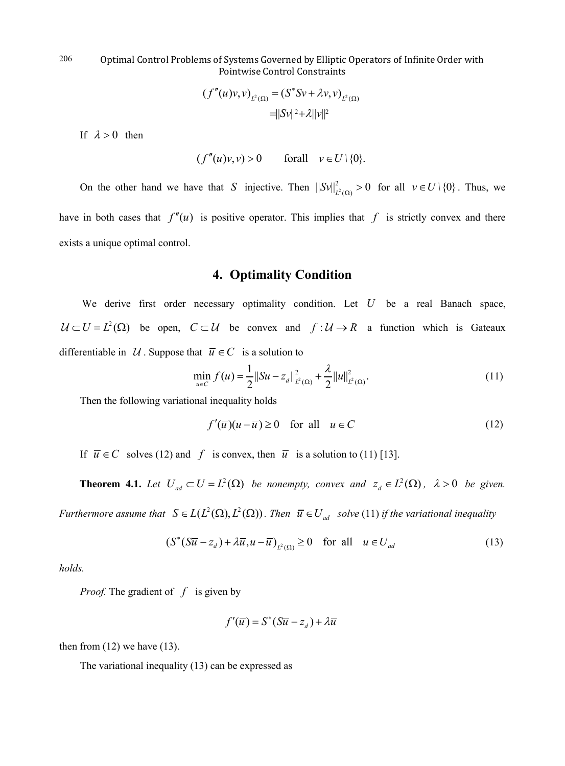$$(f''(u)v,v)_{L^2(\Omega)} = (S^*Sv + \lambda v, v)_{L^2(\Omega)}$$
$$= \|Sv\|^2 + \lambda \|v\|^2$$

If $\lambda > 0$ then

$$(f''(u)v,v) > 0 \qquad \text{forall} \quad v \in U \setminus \{0\}.$$

On the other hand we have that $S$ injective. Then $\|Sv\|^2_{L^2(\Omega)} > 0$ for all $v \in U \setminus \{0\}$. Thus, we have in both cases that $f''(u)$ is positive operator. This implies that $f$ is strictly convex and there exists a unique optimal control.

## 4. Optimality Condition

We derive first order necessary optimality condition. Let $U$ be a real Banach space, $\mathcal{U} \subset U = L^2(\Omega)$ be open, $C \subset \mathcal{U}$ be convex and $f : \mathcal{U} \to R$ a function which is Gateaux differentiable in $\mathcal{U}$. Suppose that $\bar{u} \in C$ is a solution to

$$\min_{u \in C} f(u) = \frac{1}{2}\|Su - z_d\|^2_{L^2(\Omega)} + \frac{\lambda}{2}\|u\|^2_{L^2(\Omega)}. \tag{11}$$

Then the following variational inequality holds

$$f'(\bar{u})(u - \bar{u}) \geq 0 \quad \text{for all} \quad u \in C \tag{12}$$

If $\bar{u} \in C$ solves (12) and $f$ is convex, then $\bar{u}$ is a solution to (11) [13].

**Theorem 4.1.** *Let $U_{ad} \subset U = L^2(\Omega)$ be nonempty, convex and $z_d \in L^2(\Omega)$, $\lambda > 0$ be given. Furthermore assume that $S \in L(L^2(\Omega), L^2(\Omega))$. Then $\bar{u} \in U_{ad}$ solve* (11) *if the variational inequality*

$$(S^*(S\bar{u} - z_d) + \lambda \bar{u}, u - \bar{u})_{L^2(\Omega)} \geq 0 \quad \text{for all} \quad u \in U_{ad} \tag{13}$$

*holds.*

*Proof.* The gradient of $f$ is given by

$$f'(\bar{u}) = S^*(S\bar{u} - z_d) + \lambda \bar{u}$$

then from (12) we have (13).

The variational inequality (13) can be expressed as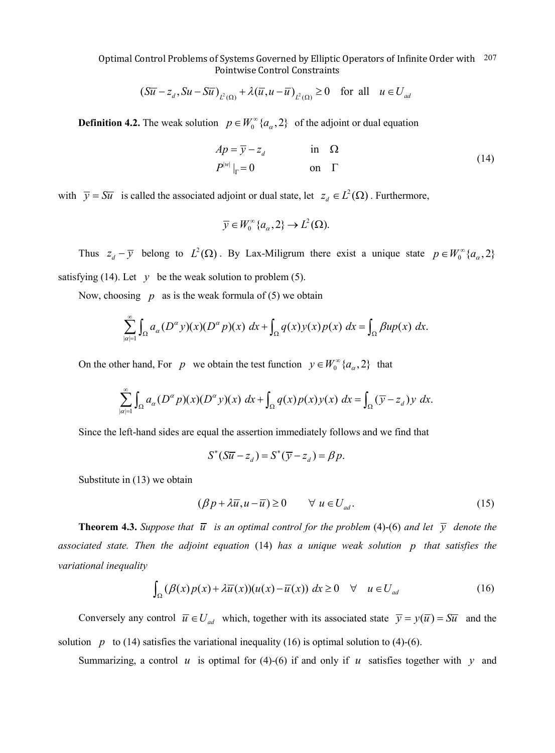$$(S\overline{u} - z_d, Su - S\overline{u})_{L^2(\Omega)} + \lambda(\overline{u}, u - \overline{u})_{L^2(\Omega)} \geq 0 \quad \text{for all} \quad u \in U_{ad}$$

**Definition 4.2.** The weak solution $p \in W_0^\infty\{a_\alpha, 2\}$ of the adjoint or dual equation

$$\begin{aligned} Ap &= \overline{y} - z_d \qquad && \text{in} \quad \Omega \\ P^{|w|}|_\Gamma &= 0 && \text{on} \quad \Gamma \end{aligned} \tag{14}$$

with $\overline{y} = S\overline{u}$ is called the associated adjoint or dual state, let $z_d \in L^2(\Omega)$. Furthermore,

$$\overline{y} \in W_0^\infty\{a_\alpha, 2\} \to L^2(\Omega).$$

Thus $z_d - \overline{y}$ belong to $L^2(\Omega)$. By Lax-Miligrum there exist a unique state $p \in W_0^\infty\{a_\alpha, 2\}$ satisfying (14). Let $y$ be the weak solution to problem (5).

Now, choosing $p$ as is the weak formula of (5) we obtain

$$\sum_{|\alpha|=1}^{\infty} \int_\Omega a_\alpha (D^\alpha y)(x)(D^\alpha p)(x)\, dx + \int_\Omega q(x) y(x) p(x)\, dx = \int_\Omega \beta u p(x)\, dx.$$

On the other hand, For $p$ we obtain the test function $y \in W_0^\infty\{a_\alpha, 2\}$ that

$$\sum_{|\alpha|=1}^{\infty} \int_\Omega a_\alpha (D^\alpha p)(x)(D^\alpha y)(x)\, dx + \int_\Omega q(x) p(x) y(x)\, dx = \int_\Omega (\overline{y} - z_d) y\, dx.$$

Since the left-hand sides are equal the assertion immediately follows and we find that

$$S^*(S\overline{u} - z_d) = S^*(\overline{y} - z_d) = \beta p.$$

Substitute in (13) we obtain

$$(\beta p + \lambda \overline{u}, u - \overline{u}) \geq 0 \qquad \forall\ u \in U_{ad}. \tag{15}$$

**Theorem 4.3.** *Suppose that $\overline{u}$ is an optimal control for the problem* (4)-(6) *and let $\overline{y}$ denote the associated state. Then the adjoint equation* (14) *has a unique weak solution $p$ that satisfies the variational inequality*

$$\int_\Omega (\beta(x) p(x) + \lambda \overline{u}(x))(u(x) - \overline{u}(x))\, dx \geq 0 \quad \forall \quad u \in U_{ad} \tag{16}$$

Conversely any control $\overline{u} \in U_{ad}$ which, together with its associated state $\overline{y} = y(\overline{u}) = S\overline{u}$ and the solution $p$ to (14) satisfies the variational inequality (16) is optimal solution to (4)-(6).

Summarizing, a control $u$ is optimal for (4)-(6) if and only if $u$ satisfies together with $y$ and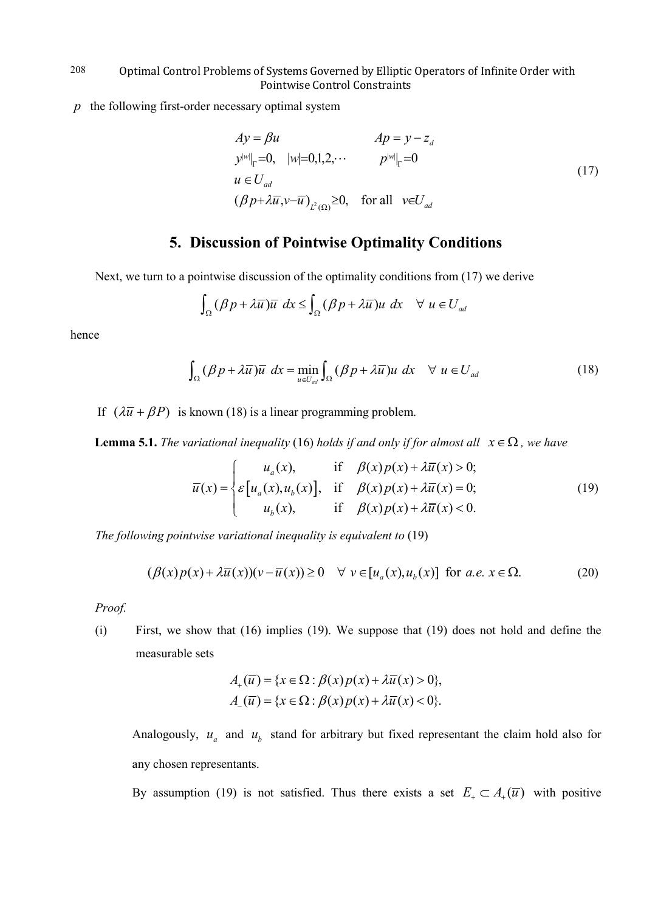$p$ the following first-order necessary optimal system

$$
\begin{aligned}
&Ay = \beta u && Ap = y - z_d \\
&y^{|w|}|_{\Gamma}=0, \quad |w|=0,1,2,\cdots && p^{|w|}|_{\Gamma}=0 \\
&u \in U_{ad} && \\
&(\beta p+\lambda \bar{u}, v-\bar{u})_{L^2(\Omega)} \geq 0, \quad \text{for all} \quad v \in U_{ad} &&
\end{aligned}
\tag{17}
$$

## 5. Discussion of Pointwise Optimality Conditions

Next, we turn to a pointwise discussion of the optimality conditions from (17) we derive

$$\int_{\Omega} (\beta p + \lambda \bar{u})\bar{u} \; dx \leq \int_{\Omega} (\beta p + \lambda \bar{u}) u \; dx \quad \forall \; u \in U_{ad}$$

hence

$$\int_{\Omega} (\beta p + \lambda \bar{u})\bar{u} \; dx = \min_{u \in U_{ad}} \int_{\Omega} (\beta p + \lambda \bar{u}) u \; dx \quad \forall \; u \in U_{ad} \tag{18}$$

If $(\lambda \bar{u} + \beta P)$ is known (18) is a linear programming problem.

**Lemma 5.1.** *The variational inequality* (16) *holds if and only if for almost all* $x \in \Omega$, *we have*

$$\bar{u}(x) = \begin{cases} u_a(x), & \text{if} \quad \beta(x)p(x) + \lambda \bar{u}(x) > 0; \\ \varepsilon\left[u_a(x), u_b(x)\right], & \text{if} \quad \beta(x)p(x) + \lambda \bar{u}(x) = 0; \\ u_b(x), & \text{if} \quad \beta(x)p(x) + \lambda \bar{u}(x) < 0. \end{cases} \tag{19}$$

*The following pointwise variational inequality is equivalent to* (19)

$$(\beta(x)p(x) + \lambda \bar{u}(x))(v - \bar{u}(x)) \geq 0 \quad \forall \; v \in [u_a(x), u_b(x)] \text{ for } a.e. \; x \in \Omega. \tag{20}$$

*Proof.*

(i) First, we show that (16) implies (19). We suppose that (19) does not hold and define the measurable sets

$$
\begin{aligned}
A_+(\bar{u}) &= \{x \in \Omega : \beta(x)p(x) + \lambda \bar{u}(x) > 0\}, \\
A_-(\bar{u}) &= \{x \in \Omega : \beta(x)p(x) + \lambda \bar{u}(x) < 0\}.
\end{aligned}
$$

Analogously, $u_a$ and $u_b$ stand for arbitrary but fixed representant the claim hold also for any chosen representants.

By assumption (19) is not satisfied. Thus there exists a set $E_+ \subset A_+(\bar{u})$ with positive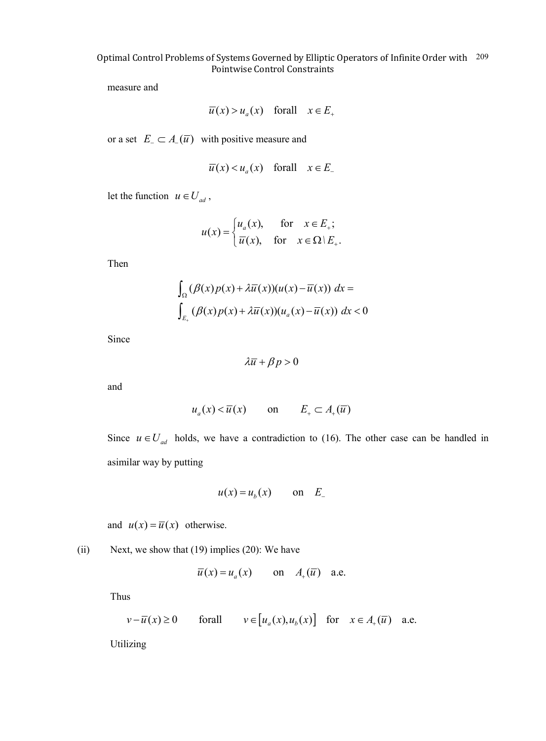measure and

$$\overline{u}(x) > u_a(x) \quad \text{forall} \quad x \in E_+$$

or a set $E_- \subset A_-(\overline{u})$ with positive measure and

$$\overline{u}(x) < u_a(x) \quad \text{forall} \quad x \in E_-$$

let the function $u \in U_{ad}$,

$$u(x) = \begin{cases} u_a(x), & \text{for} \quad x \in E_+; \\ \overline{u}(x), & \text{for} \quad x \in \Omega \setminus E_+. \end{cases}$$

Then

$$\int_\Omega (\beta(x)p(x) + \lambda\overline{u}(x))(u(x) - \overline{u}(x))\ dx =$$
$$\int_{E_+} (\beta(x)p(x) + \lambda\overline{u}(x))(u_a(x) - \overline{u}(x))\ dx < 0$$

Since

$$\lambda\overline{u} + \beta p > 0$$

and

$$u_a(x) < \overline{u}(x) \qquad \text{on} \qquad E_+ \subset A_+(\overline{u})$$

Since $u \in U_{ad}$ holds, we have a contradiction to (16). The other case can be handled in asimilar way by putting

$$u(x) = u_b(x) \qquad \text{on} \quad E_-$$

and $u(x) = \overline{u}(x)$ otherwise.

(ii) Next, we show that (19) implies (20): We have

$$\overline{u}(x) = u_a(x) \qquad \text{on} \quad A_+(\overline{u}) \quad \text{a.e.}$$

Thus

$$v - \overline{u}(x) \geq 0 \qquad \text{forall} \qquad v \in [u_a(x), u_b(x)] \quad \text{for} \quad x \in A_+(\overline{u}) \quad \text{a.e.}$$

Utilizing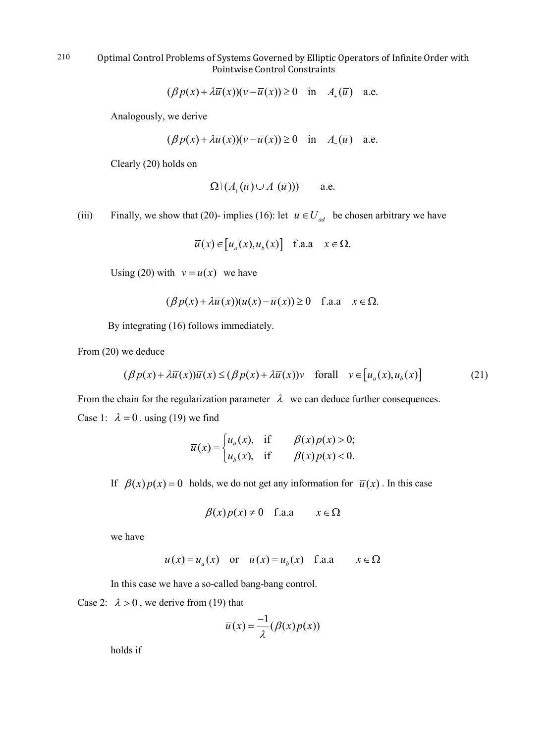$$(\beta p(x) + \lambda \overline{u}(x))(v - \overline{u}(x)) \geq 0 \quad \text{in} \quad A_{+}(\overline{u}) \quad \text{a.e.}$$

Analogously, we derive

$$(\beta p(x) + \lambda \overline{u}(x))(v - \overline{u}(x)) \geq 0 \quad \text{in} \quad A_{-}(\overline{u}) \quad \text{a.e.}$$

Clearly (20) holds on

$$\Omega \setminus (A_{+}(\overline{u}) \cup A_{-}(\overline{u}))) \qquad \text{a.e.}$$

(iii) Finally, we show that (20)- implies (16): let $u \in U_{ad}$ be chosen arbitrary we have

$$\overline{u}(x) \in [u_a(x), u_b(x)] \quad \text{f.a.a} \quad x \in \Omega.$$

Using (20) with $v = u(x)$ we have

$$(\beta p(x) + \lambda \overline{u}(x))(u(x) - \overline{u}(x)) \geq 0 \quad \text{f.a.a} \quad x \in \Omega.$$

By integrating (16) follows immediately.

From (20) we deduce

$$(\beta p(x) + \lambda \overline{u}(x))\overline{u}(x) \leq (\beta p(x) + \lambda \overline{u}(x))v \quad \text{forall} \quad v \in [u_a(x), u_b(x)] \tag{21}$$

From the chain for the regularization parameter $\lambda$ we can deduce further consequences.

Case 1: $\lambda = 0$ . using (19) we find

$$\overline{u}(x) = \begin{cases} u_a(x), & \text{if} \quad \beta(x)p(x) > 0; \\ u_b(x), & \text{if} \quad \beta(x)p(x) < 0. \end{cases}$$

If $\beta(x)p(x) = 0$ holds, we do not get any information for $\overline{u}(x)$. In this case

$$\beta(x)p(x) \neq 0 \quad \text{f.a.a} \qquad x \in \Omega$$

we have

$$\overline{u}(x) = u_a(x) \quad \text{or} \quad \overline{u}(x) = u_b(x) \quad \text{f.a.a} \qquad x \in \Omega$$

In this case we have a so-called bang-bang control.

Case 2: $\lambda > 0$ , we derive from (19) that

$$\overline{u}(x) = \frac{-1}{\lambda}(\beta(x)p(x))$$

holds if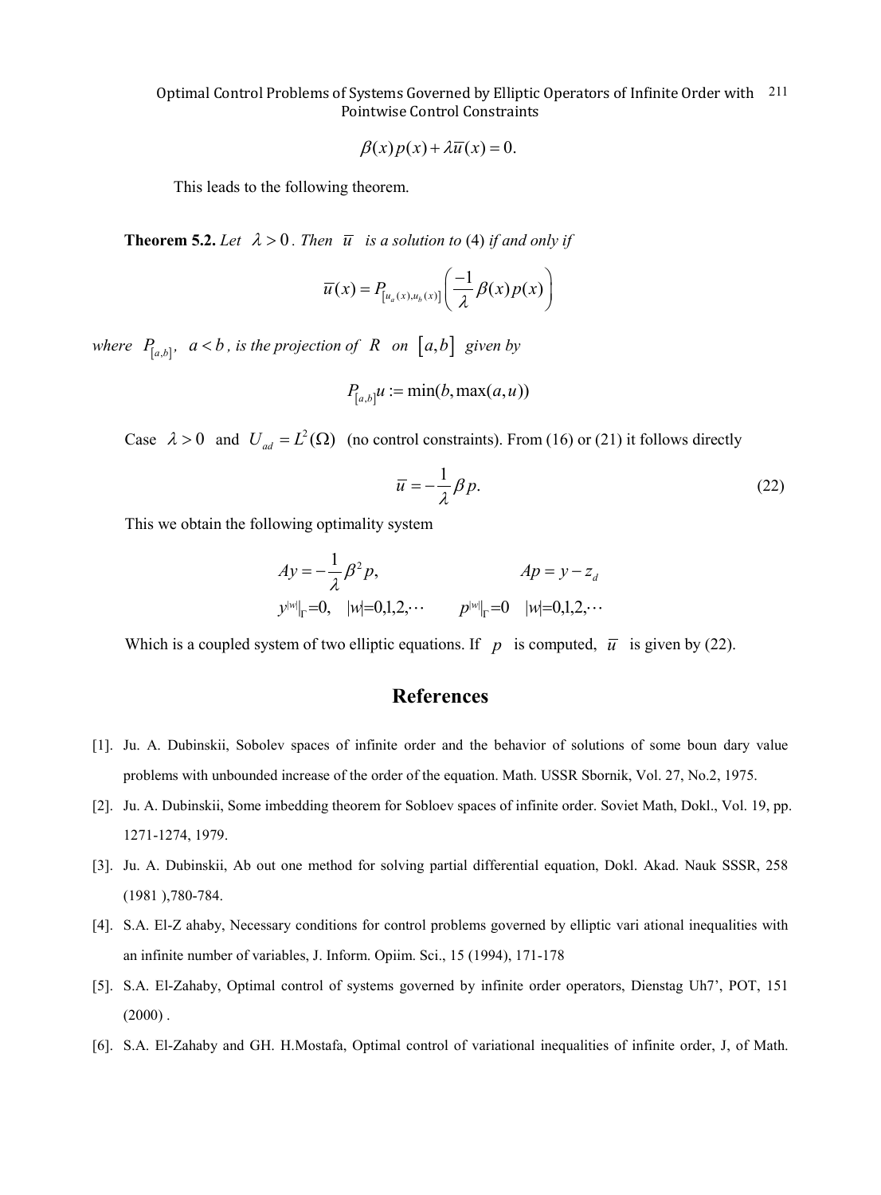$$\beta(x)p(x) + \lambda \overline{u}(x) = 0.$$

This leads to the following theorem.

**Theorem 5.2.** *Let* $\lambda > 0$. *Then* $\overline{u}$ *is a solution to* (4) *if and only if*

$$\overline{u}(x) = P_{[u_a(x),u_b(x)]}\left(\frac{-1}{\lambda}\beta(x)p(x)\right)$$

*where* $P_{[a,b]}$, $a < b$, *is the projection of* $R$ *on* $[a,b]$ *given by*

$$P_{[a,b]}u := \min(b, \max(a,u))$$

Case $\lambda > 0$ and $U_{ad} = L^2(\Omega)$ (no control constraints). From (16) or (21) it follows directly

$$\overline{u} = -\frac{1}{\lambda}\beta p. \tag{22}$$

This we obtain the following optimality system

$$Ay = -\frac{1}{\lambda}\beta^2 p, \qquad\qquad Ap = y - z_d$$

$$y^{|w|}|_{\Gamma} = 0, \quad |w| = 0,1,2,\cdots \qquad p^{|w|}|_{\Gamma} = 0 \quad |w| = 0,1,2,\cdots$$

Which is a coupled system of two elliptic equations. If $p$ is computed, $\overline{u}$ is given by (22).

## References

[1]. Ju. A. Dubinskii, Sobolev spaces of infinite order and the behavior of solutions of some boun dary value problems with unbounded increase of the order of the equation. Math. USSR Sbornik, Vol. 27, No.2, 1975.

[2]. Ju. A. Dubinskii, Some imbedding theorem for Sobloev spaces of infinite order. Soviet Math, Dokl., Vol. 19, pp. 1271-1274, 1979.

[3]. Ju. A. Dubinskii, Ab out one method for solving partial differential equation, Dokl. Akad. Nauk SSSR, 258 (1981 ),780-784.

[4]. S.A. El-Z ahaby, Necessary conditions for control problems governed by elliptic vari ational inequalities with an infinite number of variables, J. Inform. Opiim. Sci., 15 (1994), 171-178

[5]. S.A. El-Zahaby, Optimal control of systems governed by infinite order operators, Dienstag Uh7', POT, 151 (2000) .

[6]. S.A. El-Zahaby and GH. H.Mostafa, Optimal control of variational inequalities of infinite order, J, of Math.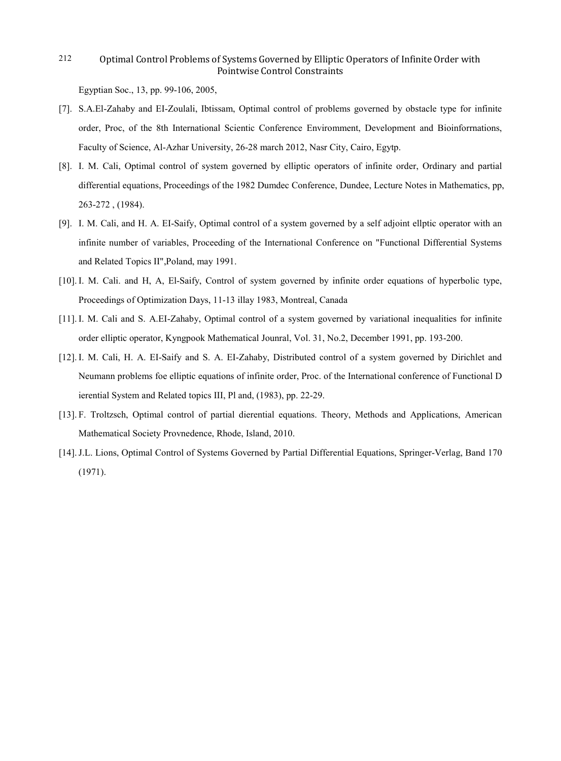Egyptian Soc., 13, pp. 99-106, 2005,

[7]. S.A.El-Zahaby and EI-Zoulali, Ibtissam, Optimal control of problems governed by obstacle type for infinite order, Proc, of the 8th International Scientic Conference Enviromment, Development and Bioinforrnations, Faculty of Science, Al-Azhar University, 26-28 march 2012, Nasr City, Cairo, Egytp.

[8]. I. M. Cali, Optimal control of system governed by elliptic operators of infinite order, Ordinary and partial differential equations, Proceedings of the 1982 Dumdec Conference, Dundee, Lecture Notes in Mathematics, pp, 263-272 , (1984).

[9]. I. M. Cali, and H. A. EI-Saify, Optimal control of a system governed by a self adjoint ellptic operator with an infinite number of variables, Proceeding of the International Conference on "Functional Differential Systems and Related Topics II",Poland, may 1991.

[10]. I. M. Cali. and H, A, El-Saify, Control of system governed by infinite order equations of hyperbolic type, Proceedings of Optimization Days, 11-13 illay 1983, Montreal, Canada

[11]. I. M. Cali and S. A.EI-Zahaby, Optimal control of a system governed by variational inequalities for infinite order elliptic operator, Kyngpook Mathematical Jounral, Vol. 31, No.2, December 1991, pp. 193-200.

[12]. I. M. Cali, H. A. EI-Saify and S. A. EI-Zahaby, Distributed control of a system governed by Dirichlet and Neumann problems foe elliptic equations of infinite order, Proc. of the International conference of Functional D ierential System and Related topics III, Pl and, (1983), pp. 22-29.

[13]. F. Troltzsch, Optimal control of partial dierential equations. Theory, Methods and Applications, American Mathematical Society Provnedence, Rhode, Island, 2010.

[14]. J.L. Lions, Optimal Control of Systems Governed by Partial Differential Equations, Springer-Verlag, Band 170 (1971).